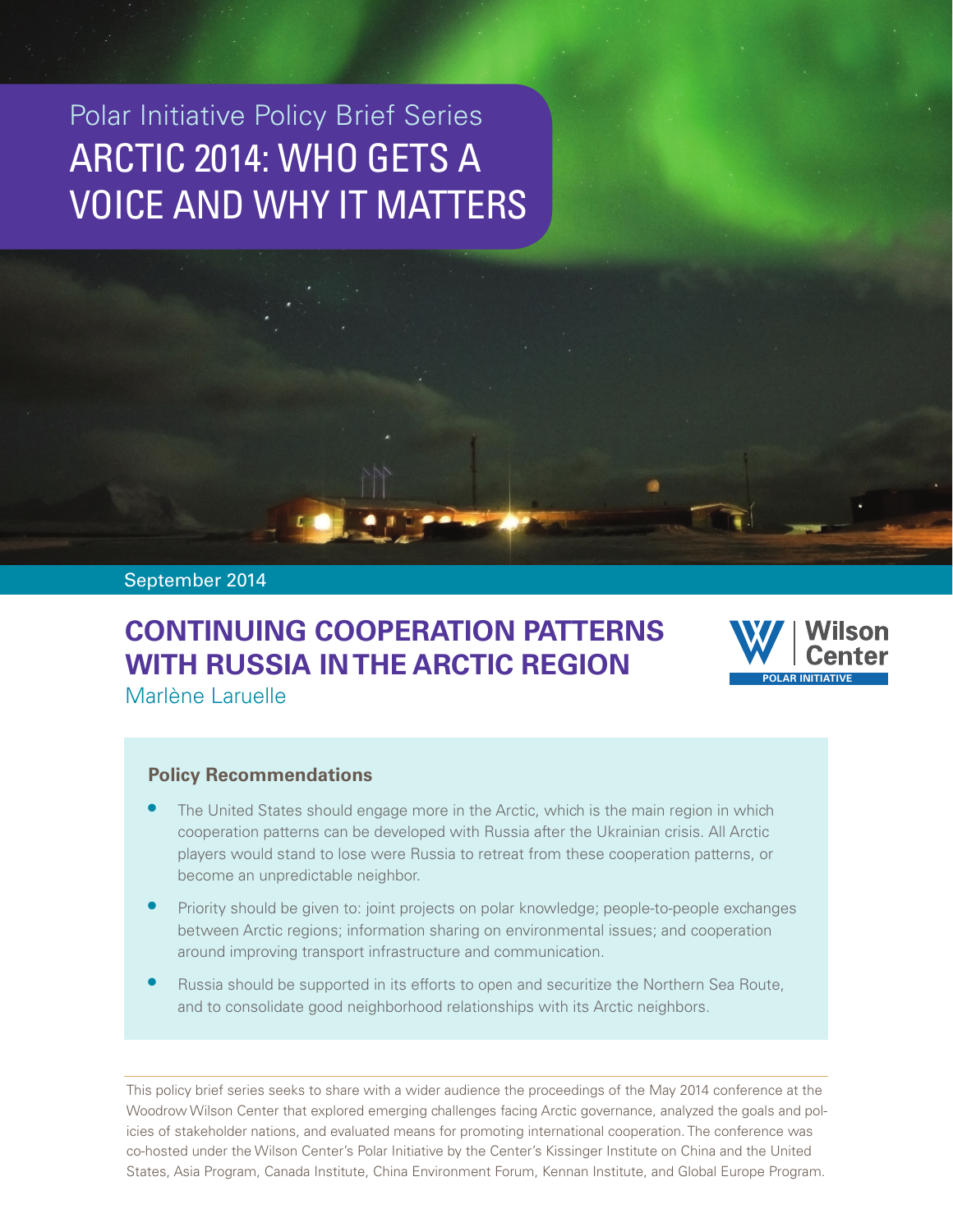Polar Initiative Policy Brief Series

# ARCTIC 2014: WHO GETS A VOICE AND WHY IT MATTERS

September 2014

## CONTINUING COOPERATION PATTERNS WITH RUSSIA IN THE ARCTIC REGION

Marlène Laruelle

Wilson Center | POLAR INITIATIVE

### Policy Recommendations

- The United States should engage more in the Arctic, which is the main region in which cooperation patterns can be developed with Russia after the Ukrainian crisis. All Arctic players would stand to lose were Russia to retreat from these cooperation patterns, or become an unpredictable neighbor.
- Priority should be given to: joint projects on polar knowledge; people-to-people exchanges between Arctic regions; information sharing on environmental issues; and cooperation around improving transport infrastructure and communication.
- Russia should be supported in its efforts to open and securitize the Northern Sea Route, and to consolidate good neighborhood relationships with its Arctic neighbors.

This policy brief series seeks to share with a wider audience the proceedings of the May 2014 conference at the Woodrow Wilson Center that explored emerging challenges facing Arctic governance, analyzed the goals and policies of stakeholder nations, and evaluated means for promoting international cooperation. The conference was co-hosted under the Wilson Center's Polar Initiative by the Center's Kissinger Institute on China and the United States, Asia Program, Canada Institute, China Environment Forum, Kennan Institute, and Global Europe Program.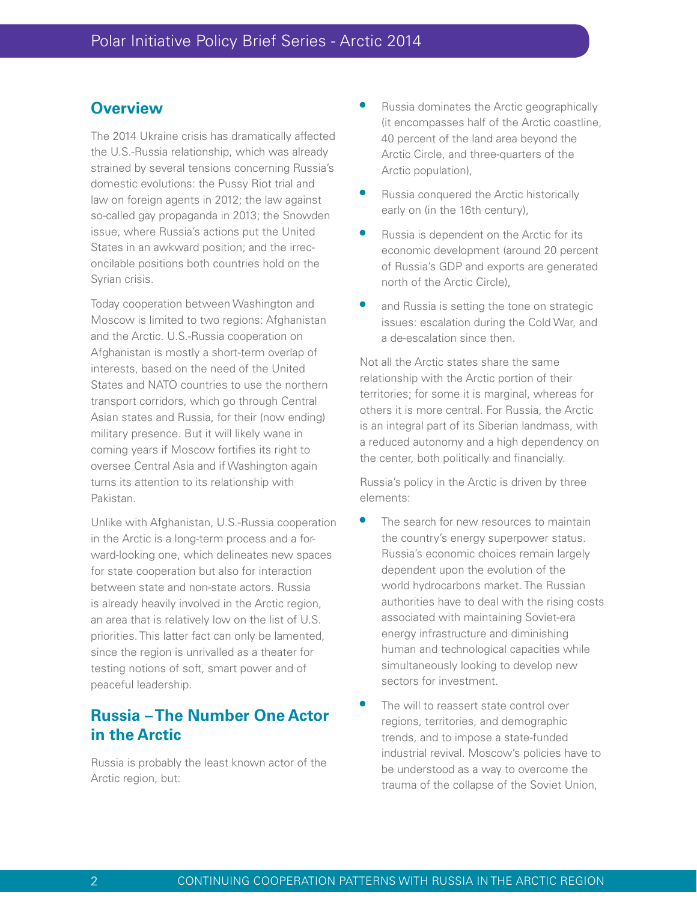## Overview

The 2014 Ukraine crisis has dramatically affected the U.S.-Russia relationship, which was already strained by several tensions concerning Russia's domestic evolutions: the Pussy Riot trial and law on foreign agents in 2012; the law against so-called gay propaganda in 2013; the Snowden issue, where Russia's actions put the United States in an awkward position; and the irreconcilable positions both countries hold on the Syrian crisis.

Today cooperation between Washington and Moscow is limited to two regions: Afghanistan and the Arctic. U.S.-Russia cooperation on Afghanistan is mostly a short-term overlap of interests, based on the need of the United States and NATO countries to use the northern transport corridors, which go through Central Asian states and Russia, for their (now ending) military presence. But it will likely wane in coming years if Moscow fortifies its right to oversee Central Asia and if Washington again turns its attention to its relationship with Pakistan.

Unlike with Afghanistan, U.S.-Russia cooperation in the Arctic is a long-term process and a forward-looking one, which delineates new spaces for state cooperation but also for interaction between state and non-state actors. Russia is already heavily involved in the Arctic region, an area that is relatively low on the list of U.S. priorities. This latter fact can only be lamented, since the region is unrivalled as a theater for testing notions of soft, smart power and of peaceful leadership.

## Russia – The Number One Actor in the Arctic

Russia is probably the least known actor of the Arctic region, but:

- Russia dominates the Arctic geographically (it encompasses half of the Arctic coastline, 40 percent of the land area beyond the Arctic Circle, and three-quarters of the Arctic population),
- Russia conquered the Arctic historically early on (in the 16th century),
- Russia is dependent on the Arctic for its economic development (around 20 percent of Russia's GDP and exports are generated north of the Arctic Circle),
- and Russia is setting the tone on strategic issues: escalation during the Cold War, and a de-escalation since then.

Not all the Arctic states share the same relationship with the Arctic portion of their territories; for some it is marginal, whereas for others it is more central. For Russia, the Arctic is an integral part of its Siberian landmass, with a reduced autonomy and a high dependency on the center, both politically and financially.

Russia's policy in the Arctic is driven by three elements:

- The search for new resources to maintain the country's energy superpower status. Russia's economic choices remain largely dependent upon the evolution of the world hydrocarbons market. The Russian authorities have to deal with the rising costs associated with maintaining Soviet-era energy infrastructure and diminishing human and technological capacities while simultaneously looking to develop new sectors for investment.
- The will to reassert state control over regions, territories, and demographic trends, and to impose a state-funded industrial revival. Moscow's policies have to be understood as a way to overcome the trauma of the collapse of the Soviet Union,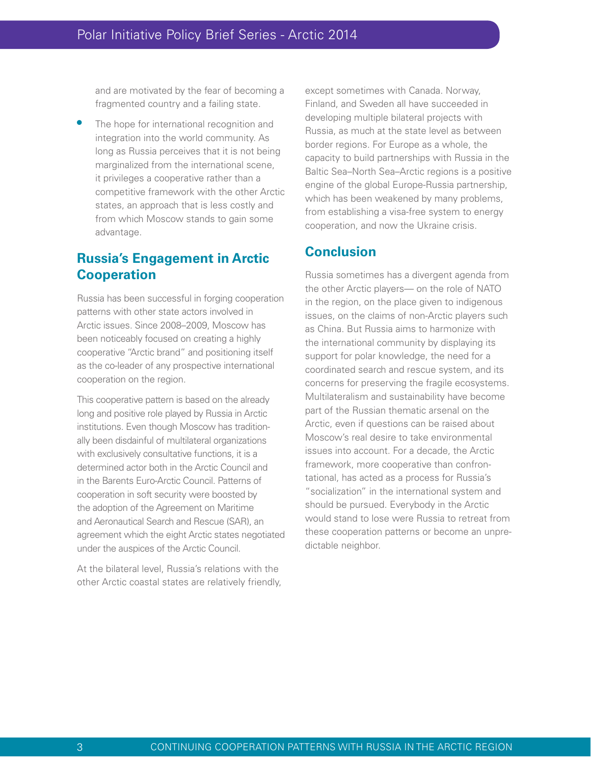and are motivated by the fear of becoming a fragmented country and a failing state.

- The hope for international recognition and integration into the world community. As long as Russia perceives that it is not being marginalized from the international scene, it privileges a cooperative rather than a competitive framework with the other Arctic states, an approach that is less costly and from which Moscow stands to gain some advantage.

## Russia's Engagement in Arctic Cooperation

Russia has been successful in forging cooperation patterns with other state actors involved in Arctic issues. Since 2008–2009, Moscow has been noticeably focused on creating a highly cooperative "Arctic brand" and positioning itself as the co-leader of any prospective international cooperation on the region.

This cooperative pattern is based on the already long and positive role played by Russia in Arctic institutions. Even though Moscow has traditionally been disdainful of multilateral organizations with exclusively consultative functions, it is a determined actor both in the Arctic Council and in the Barents Euro-Arctic Council. Patterns of cooperation in soft security were boosted by the adoption of the Agreement on Maritime and Aeronautical Search and Rescue (SAR), an agreement which the eight Arctic states negotiated under the auspices of the Arctic Council.

At the bilateral level, Russia's relations with the other Arctic coastal states are relatively friendly, except sometimes with Canada. Norway, Finland, and Sweden all have succeeded in developing multiple bilateral projects with Russia, as much at the state level as between border regions. For Europe as a whole, the capacity to build partnerships with Russia in the Baltic Sea–North Sea–Arctic regions is a positive engine of the global Europe-Russia partnership, which has been weakened by many problems, from establishing a visa-free system to energy cooperation, and now the Ukraine crisis.

## Conclusion

Russia sometimes has a divergent agenda from the other Arctic players— on the role of NATO in the region, on the place given to indigenous issues, on the claims of non-Arctic players such as China. But Russia aims to harmonize with the international community by displaying its support for polar knowledge, the need for a coordinated search and rescue system, and its concerns for preserving the fragile ecosystems. Multilateralism and sustainability have become part of the Russian thematic arsenal on the Arctic, even if questions can be raised about Moscow's real desire to take environmental issues into account. For a decade, the Arctic framework, more cooperative than confrontational, has acted as a process for Russia's "socialization" in the international system and should be pursued. Everybody in the Arctic would stand to lose were Russia to retreat from these cooperation patterns or become an unpredictable neighbor.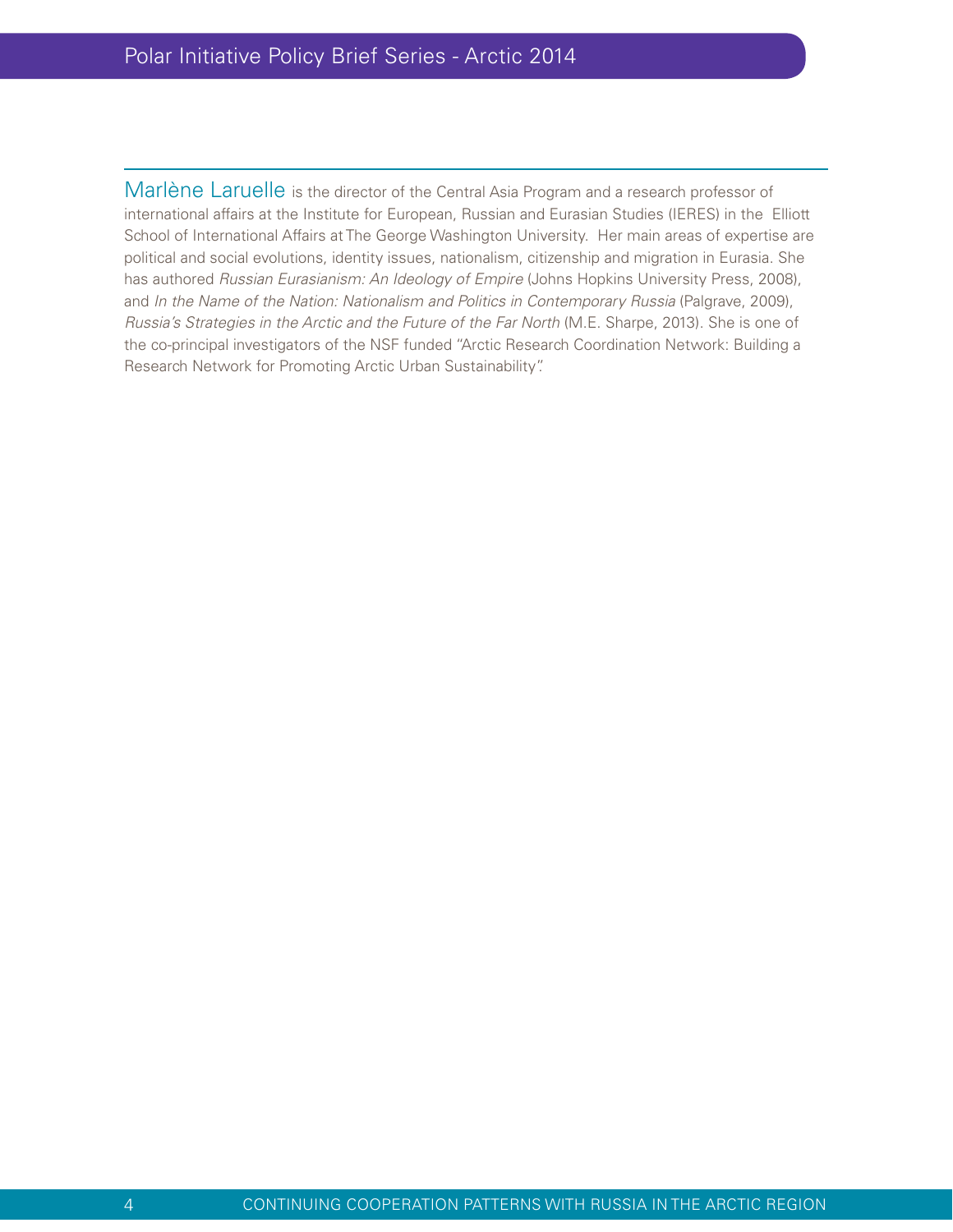**Marlène Laruelle** is the director of the Central Asia Program and a research professor of international affairs at the Institute for European, Russian and Eurasian Studies (IERES) in the Elliott School of International Affairs at The George Washington University. Her main areas of expertise are political and social evolutions, identity issues, nationalism, citizenship and migration in Eurasia. She has authored *Russian Eurasianism: An Ideology of Empire* (Johns Hopkins University Press, 2008), and *In the Name of the Nation: Nationalism and Politics in Contemporary Russia* (Palgrave, 2009), *Russia's Strategies in the Arctic and the Future of the Far North* (M.E. Sharpe, 2013). She is one of the co-principal investigators of the NSF funded "Arctic Research Coordination Network: Building a Research Network for Promoting Arctic Urban Sustainability".